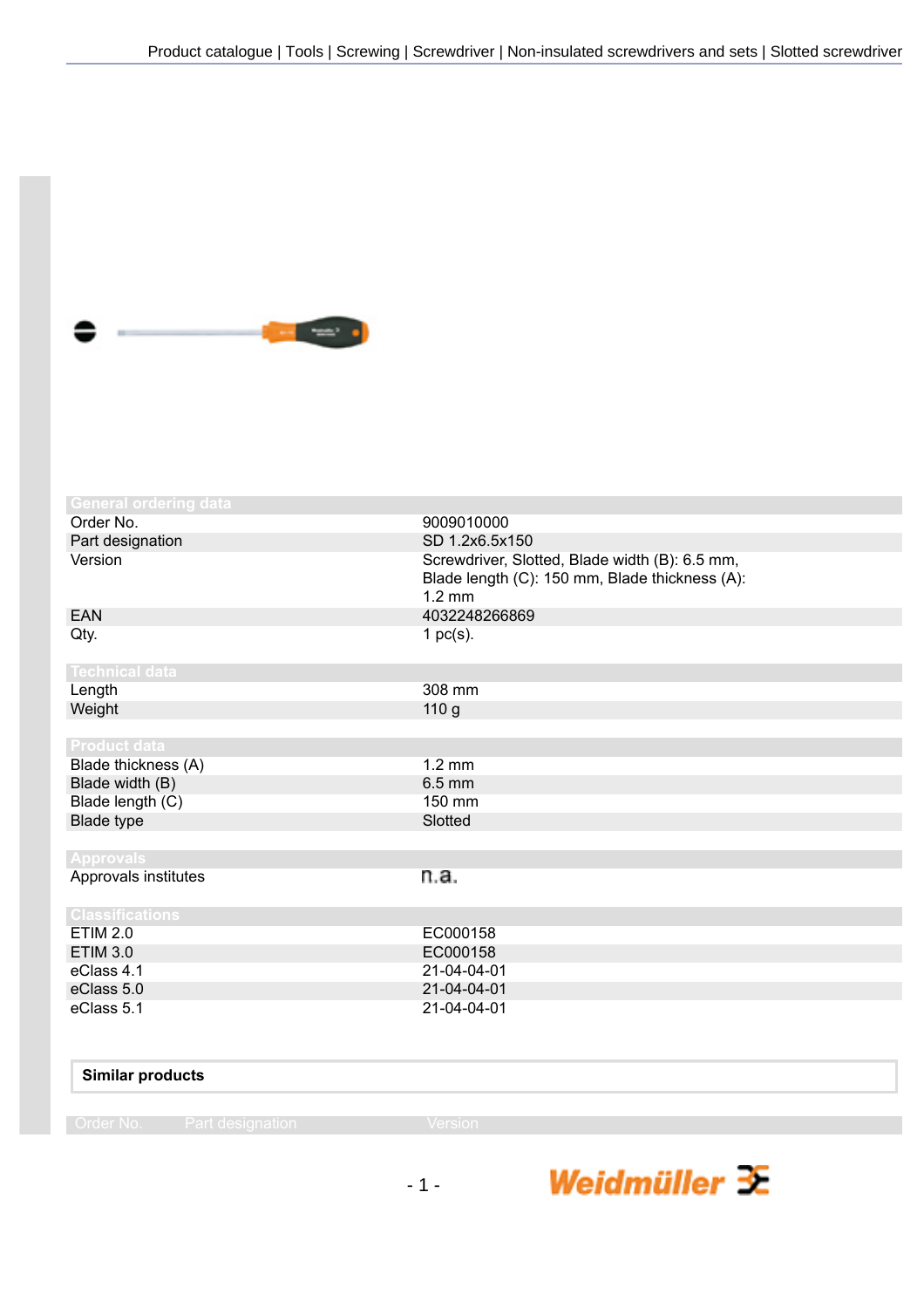Product catalogue | Tools | Screwing | Screwdriver | Non-insulated screwdrivers and sets | Slotted screwdriver

## General ordering data

| | |
|---|---|
| Order No. | 9009010000 |
| Part designation | SD 1.2x6.5x150 |
| Version | Screwdriver, Slotted, Blade width (B): 6.5 mm, Blade length (C): 150 mm, Blade thickness (A): 1.2 mm |
| EAN | 4032248266869 |
| Qty. | 1 pc(s). |

## Technical data

| | |
|---|---|
| Length | 308 mm |
| Weight | 110 g |

## Product data

| | |
|---|---|
| Blade thickness (A) | 1.2 mm |
| Blade width (B) | 6.5 mm |
| Blade length (C) | 150 mm |
| Blade type | Slotted |

## Approvals

| | |
|---|---|
| Approvals institutes | n.a. |

## Classifications

| | |
|---|---|
| ETIM 2.0 | EC000158 |
| ETIM 3.0 | EC000158 |
| eClass 4.1 | 21-04-04-01 |
| eClass 5.0 | 21-04-04-01 |
| eClass 5.1 | 21-04-04-01 |

**Similar products**

| Order No. | Part designation | Version |
|---|---|---|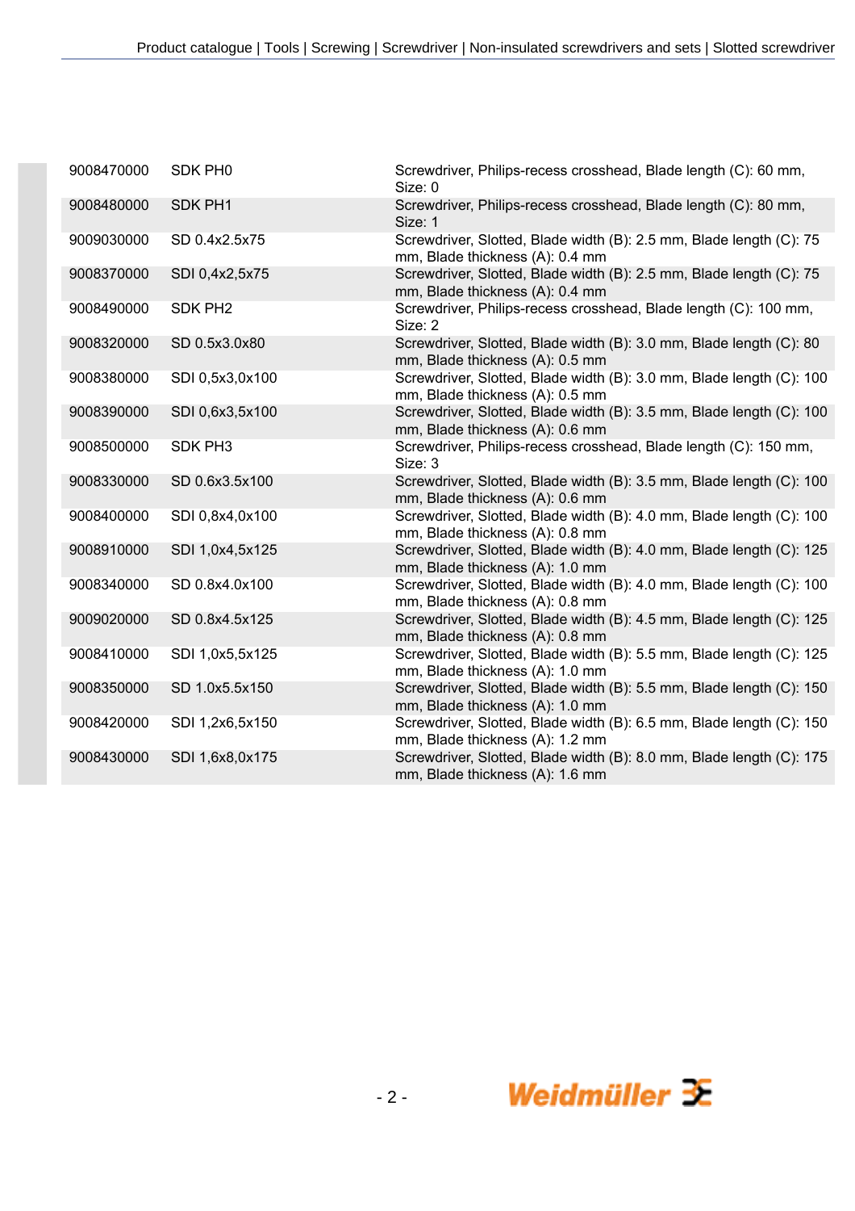| | | |
|---|---|---|
| 9008470000 | SDK PH0 | Screwdriver, Philips-recess crosshead, Blade length (C): 60 mm, Size: 0 |
| 9008480000 | SDK PH1 | Screwdriver, Philips-recess crosshead, Blade length (C): 80 mm, Size: 1 |
| 9009030000 | SD 0.4x2.5x75 | Screwdriver, Slotted, Blade width (B): 2.5 mm, Blade length (C): 75 mm, Blade thickness (A): 0.4 mm |
| 9008370000 | SDI 0,4x2,5x75 | Screwdriver, Slotted, Blade width (B): 2.5 mm, Blade length (C): 75 mm, Blade thickness (A): 0.4 mm |
| 9008490000 | SDK PH2 | Screwdriver, Philips-recess crosshead, Blade length (C): 100 mm, Size: 2 |
| 9008320000 | SD 0.5x3.0x80 | Screwdriver, Slotted, Blade width (B): 3.0 mm, Blade length (C): 80 mm, Blade thickness (A): 0.5 mm |
| 9008380000 | SDI 0,5x3,0x100 | Screwdriver, Slotted, Blade width (B): 3.0 mm, Blade length (C): 100 mm, Blade thickness (A): 0.5 mm |
| 9008390000 | SDI 0,6x3,5x100 | Screwdriver, Slotted, Blade width (B): 3.5 mm, Blade length (C): 100 mm, Blade thickness (A): 0.6 mm |
| 9008500000 | SDK PH3 | Screwdriver, Philips-recess crosshead, Blade length (C): 150 mm, Size: 3 |
| 9008330000 | SD 0.6x3.5x100 | Screwdriver, Slotted, Blade width (B): 3.5 mm, Blade length (C): 100 mm, Blade thickness (A): 0.6 mm |
| 9008400000 | SDI 0,8x4,0x100 | Screwdriver, Slotted, Blade width (B): 4.0 mm, Blade length (C): 100 mm, Blade thickness (A): 0.8 mm |
| 9008910000 | SDI 1,0x4,5x125 | Screwdriver, Slotted, Blade width (B): 4.0 mm, Blade length (C): 125 mm, Blade thickness (A): 1.0 mm |
| 9008340000 | SD 0.8x4.0x100 | Screwdriver, Slotted, Blade width (B): 4.0 mm, Blade length (C): 100 mm, Blade thickness (A): 0.8 mm |
| 9009020000 | SD 0.8x4.5x125 | Screwdriver, Slotted, Blade width (B): 4.5 mm, Blade length (C): 125 mm, Blade thickness (A): 0.8 mm |
| 9008410000 | SDI 1,0x5,5x125 | Screwdriver, Slotted, Blade width (B): 5.5 mm, Blade length (C): 125 mm, Blade thickness (A): 1.0 mm |
| 9008350000 | SD 1.0x5.5x150 | Screwdriver, Slotted, Blade width (B): 5.5 mm, Blade length (C): 150 mm, Blade thickness (A): 1.0 mm |
| 9008420000 | SDI 1,2x6,5x150 | Screwdriver, Slotted, Blade width (B): 6.5 mm, Blade length (C): 150 mm, Blade thickness (A): 1.2 mm |
| 9008430000 | SDI 1,6x8,0x175 | Screwdriver, Slotted, Blade width (B): 8.0 mm, Blade length (C): 175 mm, Blade thickness (A): 1.6 mm |